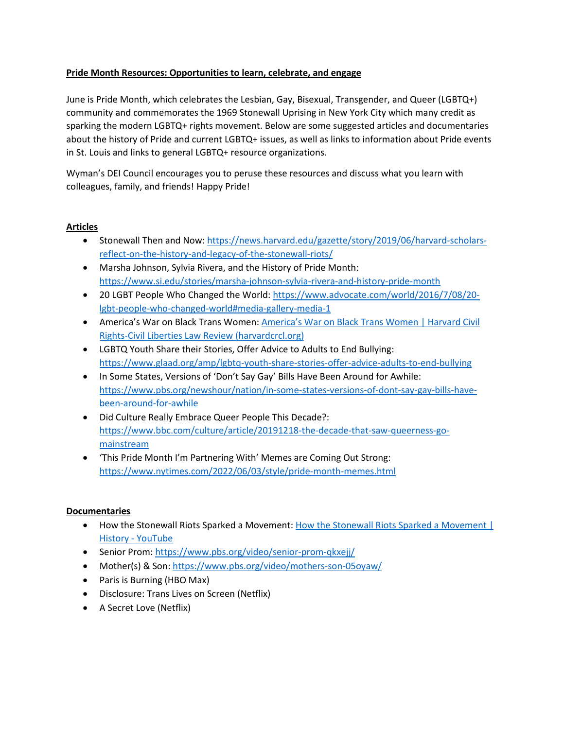**Pride Month Resources: Opportunities to learn, celebrate, and engage**

June is Pride Month, which celebrates the Lesbian, Gay, Bisexual, Transgender, and Queer (LGBTQ+) community and commemorates the 1969 Stonewall Uprising in New York City which many credit as sparking the modern LGBTQ+ rights movement. Below are some suggested articles and documentaries about the history of Pride and current LGBTQ+ issues, as well as links to information about Pride events in St. Louis and links to general LGBTQ+ resource organizations.

Wyman's DEI Council encourages you to peruse these resources and discuss what you learn with colleagues, family, and friends! Happy Pride!

**Articles**

- Stonewall Then and Now: https://news.harvard.edu/gazette/story/2019/06/harvard-scholars-reflect-on-the-history-and-legacy-of-the-stonewall-riots/
- Marsha Johnson, Sylvia Rivera, and the History of Pride Month: https://www.si.edu/stories/marsha-johnson-sylvia-rivera-and-history-pride-month
- 20 LGBT People Who Changed the World: https://www.advocate.com/world/2016/7/08/20-lgbt-people-who-changed-world#media-gallery-media-1
- America's War on Black Trans Women: America's War on Black Trans Women | Harvard Civil Rights-Civil Liberties Law Review (harvardcrcl.org)
- LGBTQ Youth Share their Stories, Offer Advice to Adults to End Bullying: https://www.glaad.org/amp/lgbtq-youth-share-stories-offer-advice-adults-to-end-bullying
- In Some States, Versions of 'Don't Say Gay' Bills Have Been Around for Awhile: https://www.pbs.org/newshour/nation/in-some-states-versions-of-dont-say-gay-bills-have-been-around-for-awhile
- Did Culture Really Embrace Queer People This Decade?: https://www.bbc.com/culture/article/20191218-the-decade-that-saw-queerness-go-mainstream
- 'This Pride Month I'm Partnering With' Memes are Coming Out Strong: https://www.nytimes.com/2022/06/03/style/pride-month-memes.html

**Documentaries**

- How the Stonewall Riots Sparked a Movement: How the Stonewall Riots Sparked a Movement | History - YouTube
- Senior Prom: https://www.pbs.org/video/senior-prom-qkxejj/
- Mother(s) & Son: https://www.pbs.org/video/mothers-son-05oyaw/
- Paris is Burning (HBO Max)
- Disclosure: Trans Lives on Screen (Netflix)
- A Secret Love (Netflix)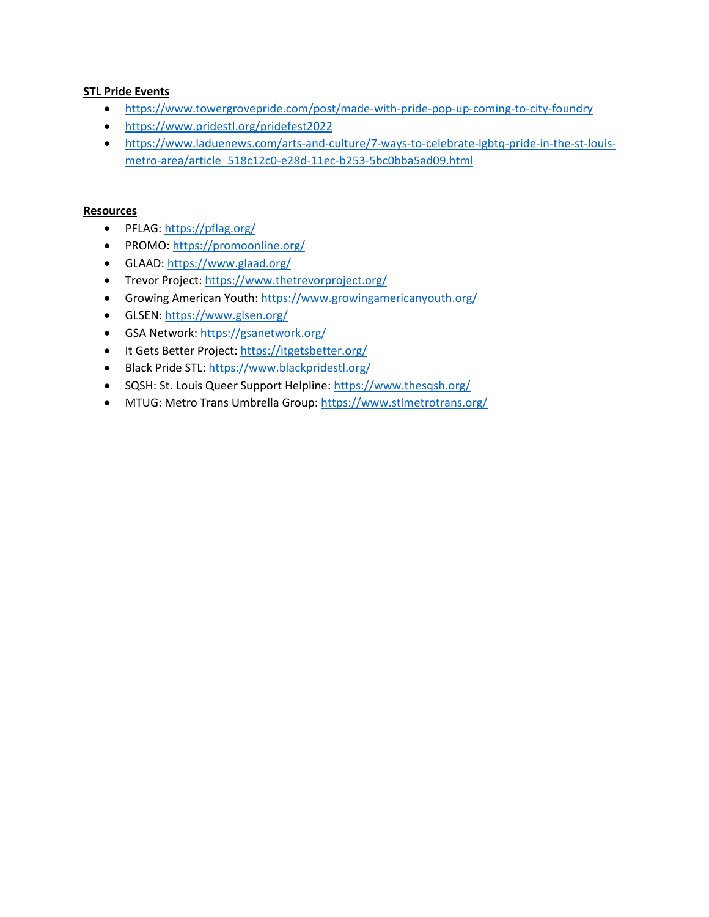**STL Pride Events**

- https://www.towergrovepride.com/post/made-with-pride-pop-up-coming-to-city-foundry
- https://www.pridestl.org/pridefest2022
- https://www.laduenews.com/arts-and-culture/7-ways-to-celebrate-lgbtq-pride-in-the-st-louis-metro-area/article_518c12c0-e28d-11ec-b253-5bc0bba5ad09.html

**Resources**

- PFLAG: https://pflag.org/
- PROMO: https://promoonline.org/
- GLAAD: https://www.glaad.org/
- Trevor Project: https://www.thetrevorproject.org/
- Growing American Youth: https://www.growingamericanyouth.org/
- GLSEN: https://www.glsen.org/
- GSA Network: https://gsanetwork.org/
- It Gets Better Project: https://itgetsbetter.org/
- Black Pride STL: https://www.blackpridestl.org/
- SQSH: St. Louis Queer Support Helpline: https://www.thesqsh.org/
- MTUG: Metro Trans Umbrella Group: https://www.stlmetrotrans.org/